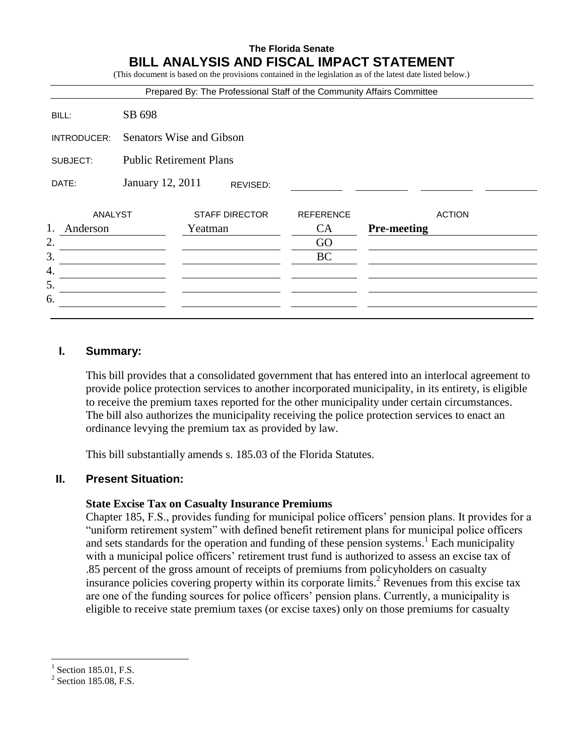**The Florida Senate**

# BILL ANALYSIS AND FISCAL IMPACT STATEMENT

(This document is based on the provisions contained in the legislation as of the latest date listed below.)

Prepared By: The Professional Staff of the Community Affairs Committee

| | |
|---|---|
| BILL: | SB 698 |
| INTRODUCER: | Senators Wise and Gibson |
| SUBJECT: | Public Retirement Plans |
| DATE: | January 12, 2011 REVISED: |

| | ANALYST | STAFF DIRECTOR | REFERENCE | ACTION |
|---|---|---|---|---|
| 1. | Anderson | Yeatman | CA | **Pre-meeting** |
| 2. | | | GO | |
| 3. | | | BC | |
| 4. | | | | |
| 5. | | | | |
| 6. | | | | |

## I. Summary:

This bill provides that a consolidated government that has entered into an interlocal agreement to provide police protection services to another incorporated municipality, in its entirety, is eligible to receive the premium taxes reported for the other municipality under certain circumstances. The bill also authorizes the municipality receiving the police protection services to enact an ordinance levying the premium tax as provided by law.

This bill substantially amends s. 185.03 of the Florida Statutes.

## II. Present Situation:

**State Excise Tax on Casualty Insurance Premiums**

Chapter 185, F.S., provides funding for municipal police officers' pension plans. It provides for a "uniform retirement system" with defined benefit retirement plans for municipal police officers and sets standards for the operation and funding of these pension systems.[1] Each municipality with a municipal police officers' retirement trust fund is authorized to assess an excise tax of .85 percent of the gross amount of receipts of premiums from policyholders on casualty insurance policies covering property within its corporate limits.[2] Revenues from this excise tax are one of the funding sources for police officers' pension plans. Currently, a municipality is eligible to receive state premium taxes (or excise taxes) only on those premiums for casualty

[1] Section 185.01, F.S.

[2] Section 185.08, F.S.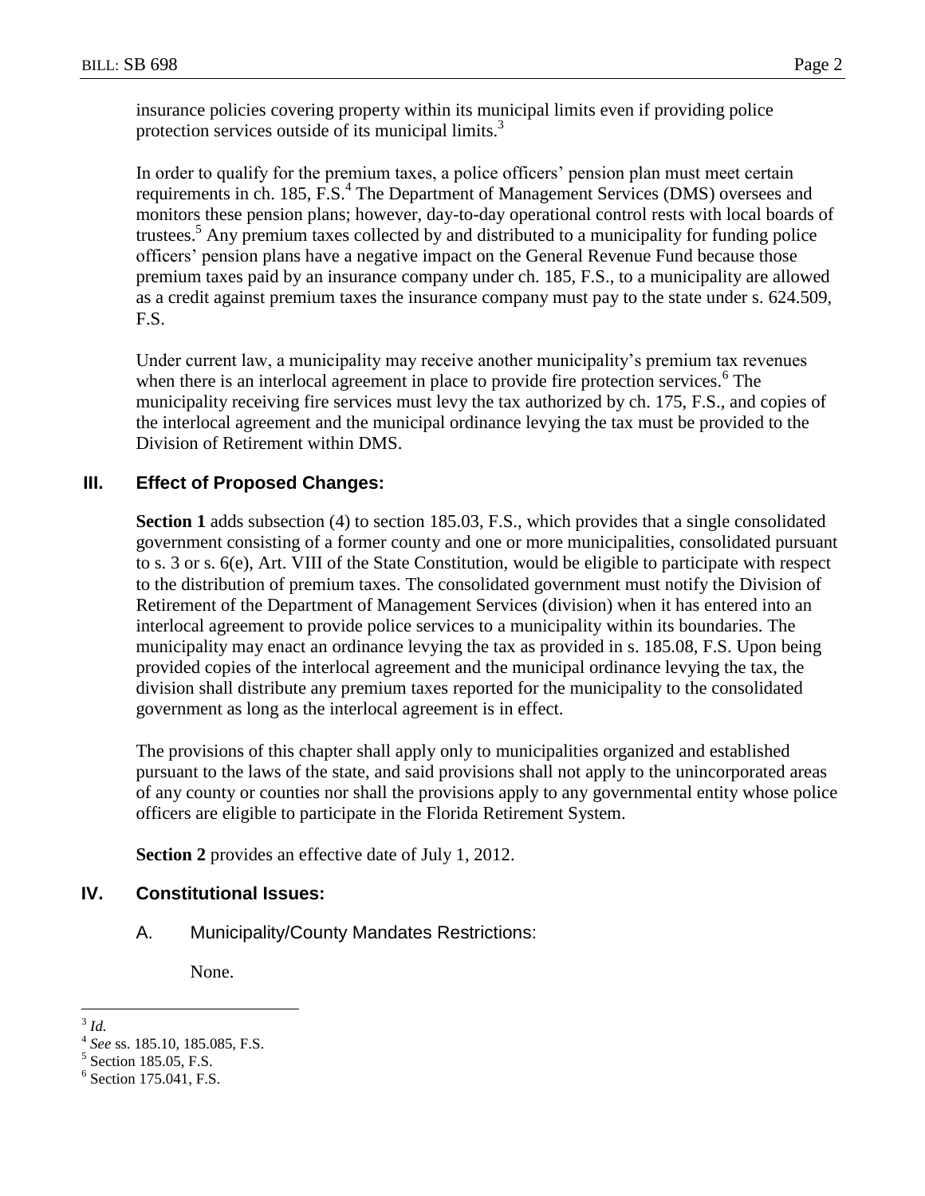insurance policies covering property within its municipal limits even if providing police protection services outside of its municipal limits.[3]

In order to qualify for the premium taxes, a police officers' pension plan must meet certain requirements in ch. 185, F.S.[4] The Department of Management Services (DMS) oversees and monitors these pension plans; however, day-to-day operational control rests with local boards of trustees.[5] Any premium taxes collected by and distributed to a municipality for funding police officers' pension plans have a negative impact on the General Revenue Fund because those premium taxes paid by an insurance company under ch. 185, F.S., to a municipality are allowed as a credit against premium taxes the insurance company must pay to the state under s. 624.509, F.S.

Under current law, a municipality may receive another municipality's premium tax revenues when there is an interlocal agreement in place to provide fire protection services.[6] The municipality receiving fire services must levy the tax authorized by ch. 175, F.S., and copies of the interlocal agreement and the municipal ordinance levying the tax must be provided to the Division of Retirement within DMS.

## III. Effect of Proposed Changes:

**Section 1** adds subsection (4) to section 185.03, F.S., which provides that a single consolidated government consisting of a former county and one or more municipalities, consolidated pursuant to s. 3 or s. 6(e), Art. VIII of the State Constitution, would be eligible to participate with respect to the distribution of premium taxes. The consolidated government must notify the Division of Retirement of the Department of Management Services (division) when it has entered into an interlocal agreement to provide police services to a municipality within its boundaries. The municipality may enact an ordinance levying the tax as provided in s. 185.08, F.S. Upon being provided copies of the interlocal agreement and the municipal ordinance levying the tax, the division shall distribute any premium taxes reported for the municipality to the consolidated government as long as the interlocal agreement is in effect.

The provisions of this chapter shall apply only to municipalities organized and established pursuant to the laws of the state, and said provisions shall not apply to the unincorporated areas of any county or counties nor shall the provisions apply to any governmental entity whose police officers are eligible to participate in the Florida Retirement System.

**Section 2** provides an effective date of July 1, 2012.

## IV. Constitutional Issues:

### A. Municipality/County Mandates Restrictions:

None.

---

[3] *Id.*

[4] *See* ss. 185.10, 185.085, F.S.

[5] Section 185.05, F.S.

[6] Section 175.041, F.S.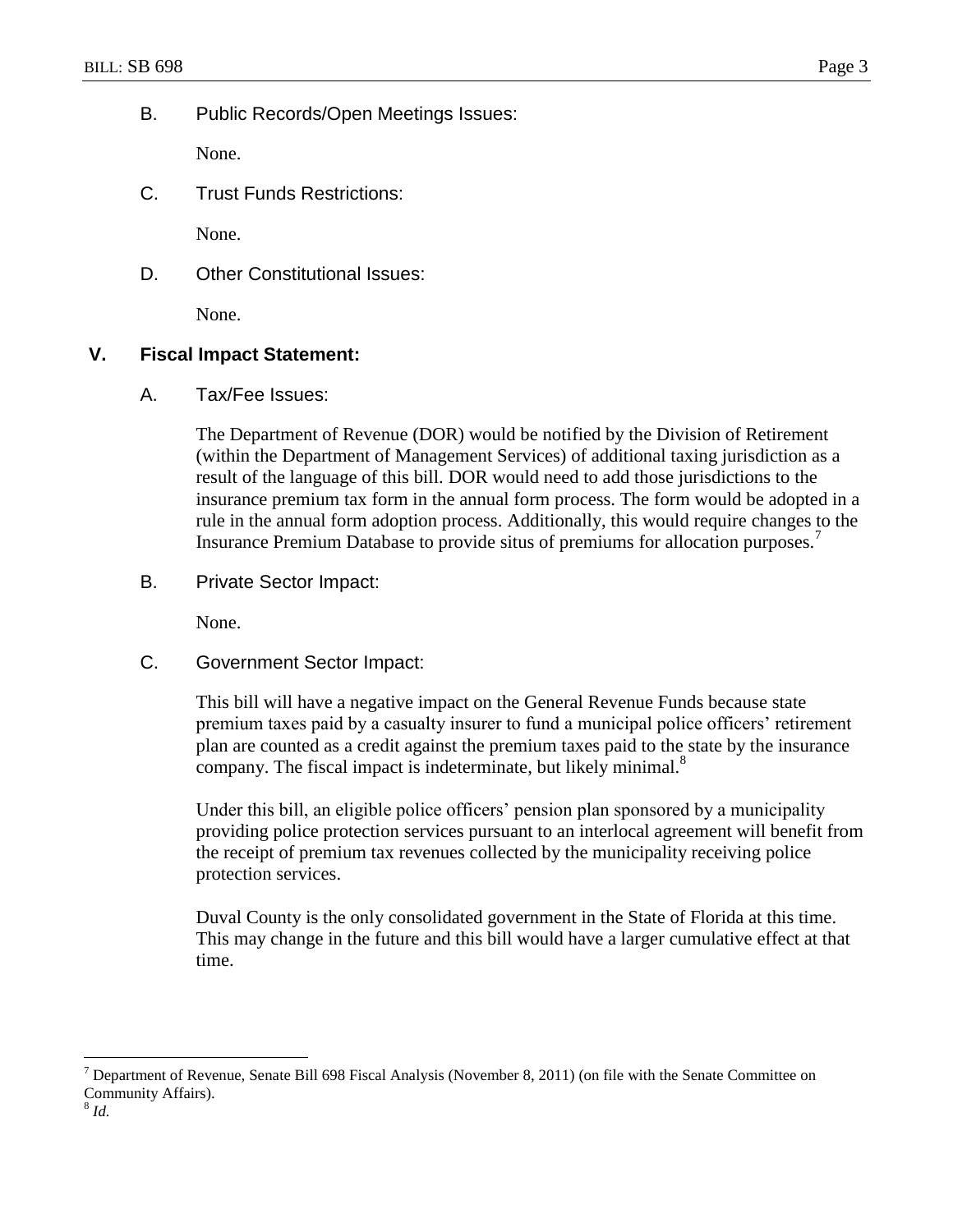B. Public Records/Open Meetings Issues:

None.

C. Trust Funds Restrictions:

None.

D. Other Constitutional Issues:

None.

## V. Fiscal Impact Statement:

A. Tax/Fee Issues:

The Department of Revenue (DOR) would be notified by the Division of Retirement (within the Department of Management Services) of additional taxing jurisdiction as a result of the language of this bill. DOR would need to add those jurisdictions to the insurance premium tax form in the annual form process. The form would be adopted in a rule in the annual form adoption process. Additionally, this would require changes to the Insurance Premium Database to provide situs of premiums for allocation purposes.[7]

B. Private Sector Impact:

None.

C. Government Sector Impact:

This bill will have a negative impact on the General Revenue Funds because state premium taxes paid by a casualty insurer to fund a municipal police officers' retirement plan are counted as a credit against the premium taxes paid to the state by the insurance company. The fiscal impact is indeterminate, but likely minimal.[8]

Under this bill, an eligible police officers' pension plan sponsored by a municipality providing police protection services pursuant to an interlocal agreement will benefit from the receipt of premium tax revenues collected by the municipality receiving police protection services.

Duval County is the only consolidated government in the State of Florida at this time. This may change in the future and this bill would have a larger cumulative effect at that time.

---

[7] Department of Revenue, Senate Bill 698 Fiscal Analysis (November 8, 2011) (on file with the Senate Committee on Community Affairs).

[8] *Id.*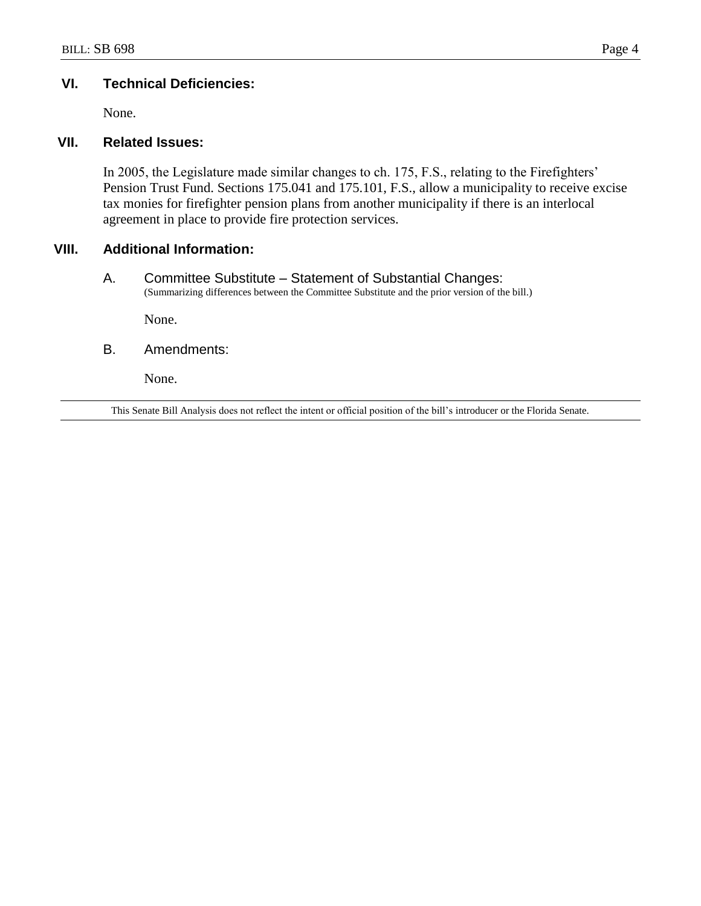## VI. Technical Deficiencies:

None.

## VII. Related Issues:

In 2005, the Legislature made similar changes to ch. 175, F.S., relating to the Firefighters' Pension Trust Fund. Sections 175.041 and 175.101, F.S., allow a municipality to receive excise tax monies for firefighter pension plans from another municipality if there is an interlocal agreement in place to provide fire protection services.

## VIII. Additional Information:

### A. Committee Substitute – Statement of Substantial Changes:

(Summarizing differences between the Committee Substitute and the prior version of the bill.)

None.

### B. Amendments:

None.

---

This Senate Bill Analysis does not reflect the intent or official position of the bill's introducer or the Florida Senate.

---